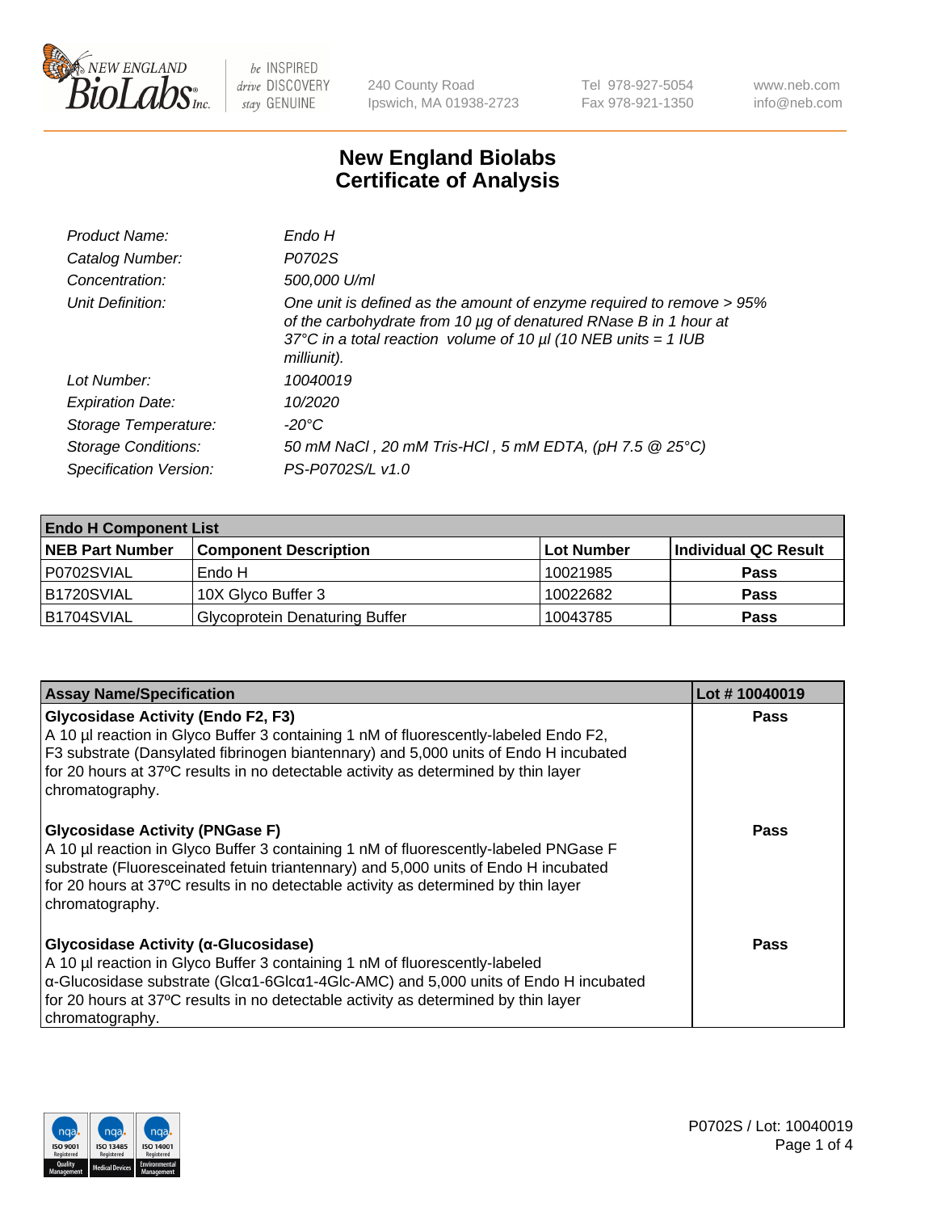240 County Road
Ipswich, MA 01938-2723

Tel 978-927-5054
Fax 978-921-1350

www.neb.com
info@neb.com

# New England Biolabs
# Certificate of Analysis

| | |
|---|---|
| *Product Name:* | *Endo H* |
| *Catalog Number:* | *P0702S* |
| *Concentration:* | *500,000 U/ml* |
| *Unit Definition:* | *One unit is defined as the amount of enzyme required to remove > 95% of the carbohydrate from 10 µg of denatured RNase B in 1 hour at 37°C in a total reaction volume of 10 µl (10 NEB units = 1 IUB milliunit).* |
| *Lot Number:* | *10040019* |
| *Expiration Date:* | *10/2020* |
| *Storage Temperature:* | *-20°C* |
| *Storage Conditions:* | *50 mM NaCl , 20 mM Tris-HCl , 5 mM EDTA, (pH 7.5 @ 25°C)* |
| *Specification Version:* | *PS-P0702S/L v1.0* |

| **Endo H Component List** | | | |
|---|---|---|---|
| **NEB Part Number** | **Component Description** | **Lot Number** | **Individual QC Result** |
| P0702SVIAL | Endo H | 10021985 | **Pass** |
| B1720SVIAL | 10X Glyco Buffer 3 | 10022682 | **Pass** |
| B1704SVIAL | Glycoprotein Denaturing Buffer | 10043785 | **Pass** |

| **Assay Name/Specification** | **Lot # 10040019** |
|---|---|
| **Glycosidase Activity (Endo F2, F3)** A 10 µl reaction in Glyco Buffer 3 containing 1 nM of fluorescently-labeled Endo F2, F3 substrate (Dansylated fibrinogen biantennary) and 5,000 units of Endo H incubated for 20 hours at 37ºC results in no detectable activity as determined by thin layer chromatography. | **Pass** |
| **Glycosidase Activity (PNGase F)** A 10 µl reaction in Glyco Buffer 3 containing 1 nM of fluorescently-labeled PNGase F substrate (Fluoresceinated fetuin triantennary) and 5,000 units of Endo H incubated for 20 hours at 37ºC results in no detectable activity as determined by thin layer chromatography. | **Pass** |
| **Glycosidase Activity (α-Glucosidase)** A 10 µl reaction in Glyco Buffer 3 containing 1 nM of fluorescently-labeled α-Glucosidase substrate (Glcα1-6Glcα1-4Glc-AMC) and 5,000 units of Endo H incubated for 20 hours at 37ºC results in no detectable activity as determined by thin layer chromatography. | **Pass** |

P0702S / Lot: 10040019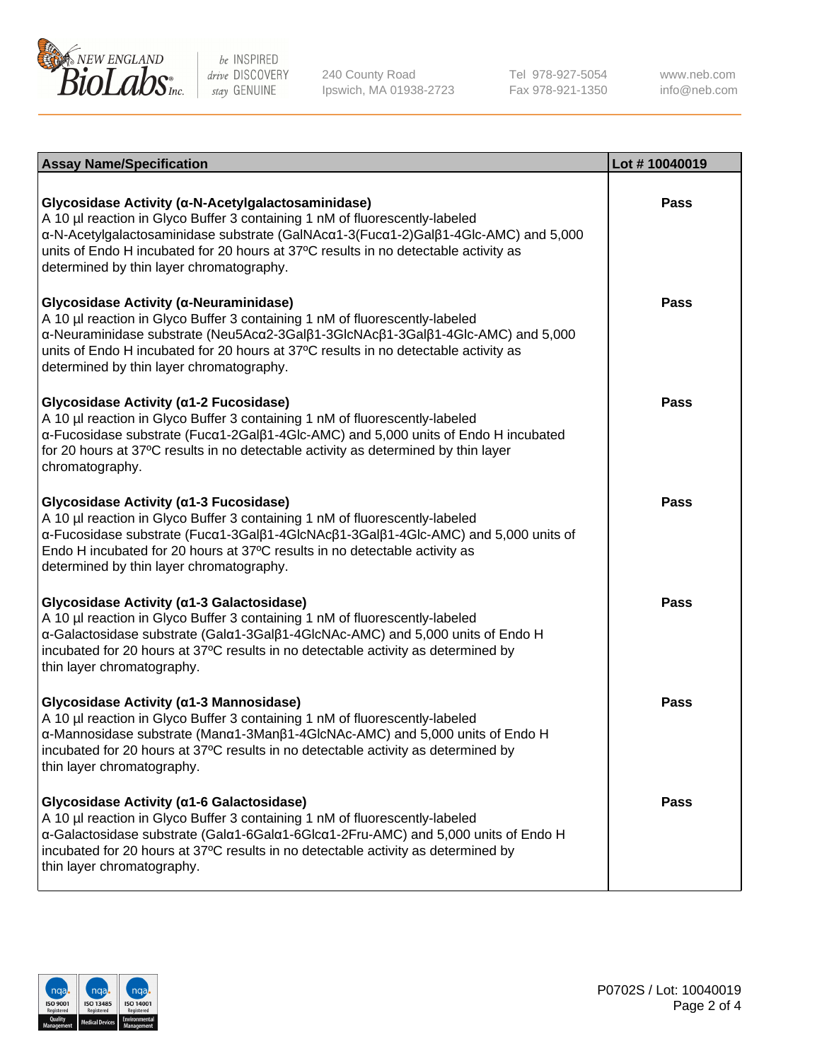| Assay Name/Specification | Lot # 10040019 |
| --- | --- |
| **Glycosidase Activity (α-N-Acetylgalactosaminidase)**<br>A 10 µl reaction in Glyco Buffer 3 containing 1 nM of fluorescently-labeled α-N-Acetylgalactosaminidase substrate (GalNAcα1-3(Fucα1-2)Galβ1-4Glc-AMC) and 5,000 units of Endo H incubated for 20 hours at 37ºC results in no detectable activity as determined by thin layer chromatography. | Pass |
| **Glycosidase Activity (α-Neuraminidase)**<br>A 10 µl reaction in Glyco Buffer 3 containing 1 nM of fluorescently-labeled α-Neuraminidase substrate (Neu5Acα2-3Galβ1-3GlcNAcβ1-3Galβ1-4Glc-AMC) and 5,000 units of Endo H incubated for 20 hours at 37ºC results in no detectable activity as determined by thin layer chromatography. | Pass |
| **Glycosidase Activity (α1-2 Fucosidase)**<br>A 10 µl reaction in Glyco Buffer 3 containing 1 nM of fluorescently-labeled α-Fucosidase substrate (Fucα1-2Galβ1-4Glc-AMC) and 5,000 units of Endo H incubated for 20 hours at 37ºC results in no detectable activity as determined by thin layer chromatography. | Pass |
| **Glycosidase Activity (α1-3 Fucosidase)**<br>A 10 µl reaction in Glyco Buffer 3 containing 1 nM of fluorescently-labeled α-Fucosidase substrate (Fucα1-3Galβ1-4GlcNAcβ1-3Galβ1-4Glc-AMC) and 5,000 units of Endo H incubated for 20 hours at 37ºC results in no detectable activity as determined by thin layer chromatography. | Pass |
| **Glycosidase Activity (α1-3 Galactosidase)**<br>A 10 µl reaction in Glyco Buffer 3 containing 1 nM of fluorescently-labeled α-Galactosidase substrate (Galα1-3Galβ1-4GlcNAc-AMC) and 5,000 units of Endo H incubated for 20 hours at 37ºC results in no detectable activity as determined by thin layer chromatography. | Pass |
| **Glycosidase Activity (α1-3 Mannosidase)**<br>A 10 µl reaction in Glyco Buffer 3 containing 1 nM of fluorescently-labeled α-Mannosidase substrate (Manα1-3Manβ1-4GlcNAc-AMC) and 5,000 units of Endo H incubated for 20 hours at 37ºC results in no detectable activity as determined by thin layer chromatography. | Pass |
| **Glycosidase Activity (α1-6 Galactosidase)**<br>A 10 µl reaction in Glyco Buffer 3 containing 1 nM of fluorescently-labeled α-Galactosidase substrate (Galα1-6Galα1-6Glcα1-2Fru-AMC) and 5,000 units of Endo H incubated for 20 hours at 37ºC results in no detectable activity as determined by thin layer chromatography. | Pass |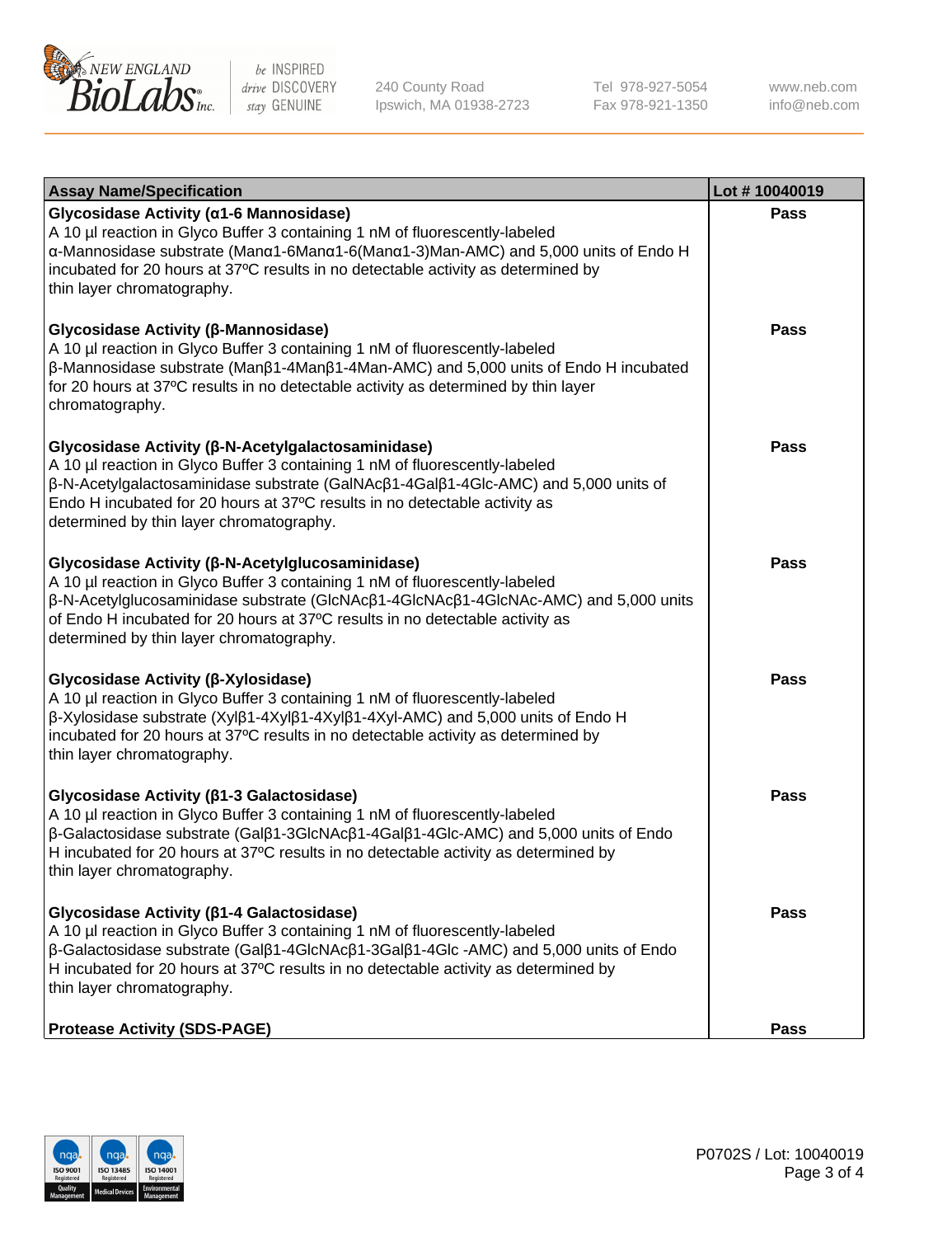| Assay Name/Specification | Lot # 10040019 |
| --- | --- |
| **Glycosidase Activity (α1-6 Mannosidase)** A 10 µl reaction in Glyco Buffer 3 containing 1 nM of fluorescently-labeled α-Mannosidase substrate (Manα1-6Manα1-6(Manα1-3)Man-AMC) and 5,000 units of Endo H incubated for 20 hours at 37ºC results in no detectable activity as determined by thin layer chromatography. | Pass |
| **Glycosidase Activity (β-Mannosidase)** A 10 µl reaction in Glyco Buffer 3 containing 1 nM of fluorescently-labeled β-Mannosidase substrate (Manβ1-4Manβ1-4Man-AMC) and 5,000 units of Endo H incubated for 20 hours at 37ºC results in no detectable activity as determined by thin layer chromatography. | Pass |
| **Glycosidase Activity (β-N-Acetylgalactosaminidase)** A 10 µl reaction in Glyco Buffer 3 containing 1 nM of fluorescently-labeled β-N-Acetylgalactosaminidase substrate (GalNAcβ1-4Galβ1-4Glc-AMC) and 5,000 units of Endo H incubated for 20 hours at 37ºC results in no detectable activity as determined by thin layer chromatography. | Pass |
| **Glycosidase Activity (β-N-Acetylglucosaminidase)** A 10 µl reaction in Glyco Buffer 3 containing 1 nM of fluorescently-labeled β-N-Acetylglucosaminidase substrate (GlcNAcβ1-4GlcNAcβ1-4GlcNAc-AMC) and 5,000 units of Endo H incubated for 20 hours at 37ºC results in no detectable activity as determined by thin layer chromatography. | Pass |
| **Glycosidase Activity (β-Xylosidase)** A 10 µl reaction in Glyco Buffer 3 containing 1 nM of fluorescently-labeled β-Xylosidase substrate (Xylβ1-4Xylβ1-4Xylβ1-4Xyl-AMC) and 5,000 units of Endo H incubated for 20 hours at 37ºC results in no detectable activity as determined by thin layer chromatography. | Pass |
| **Glycosidase Activity (β1-3 Galactosidase)** A 10 µl reaction in Glyco Buffer 3 containing 1 nM of fluorescently-labeled β-Galactosidase substrate (Galβ1-3GlcNAcβ1-4Galβ1-4Glc-AMC) and 5,000 units of Endo H incubated for 20 hours at 37ºC results in no detectable activity as determined by thin layer chromatography. | Pass |
| **Glycosidase Activity (β1-4 Galactosidase)** A 10 µl reaction in Glyco Buffer 3 containing 1 nM of fluorescently-labeled β-Galactosidase substrate (Galβ1-4GlcNAcβ1-3Galβ1-4Glc -AMC) and 5,000 units of Endo H incubated for 20 hours at 37ºC results in no detectable activity as determined by thin layer chromatography. | Pass |
| **Protease Activity (SDS-PAGE)** | Pass |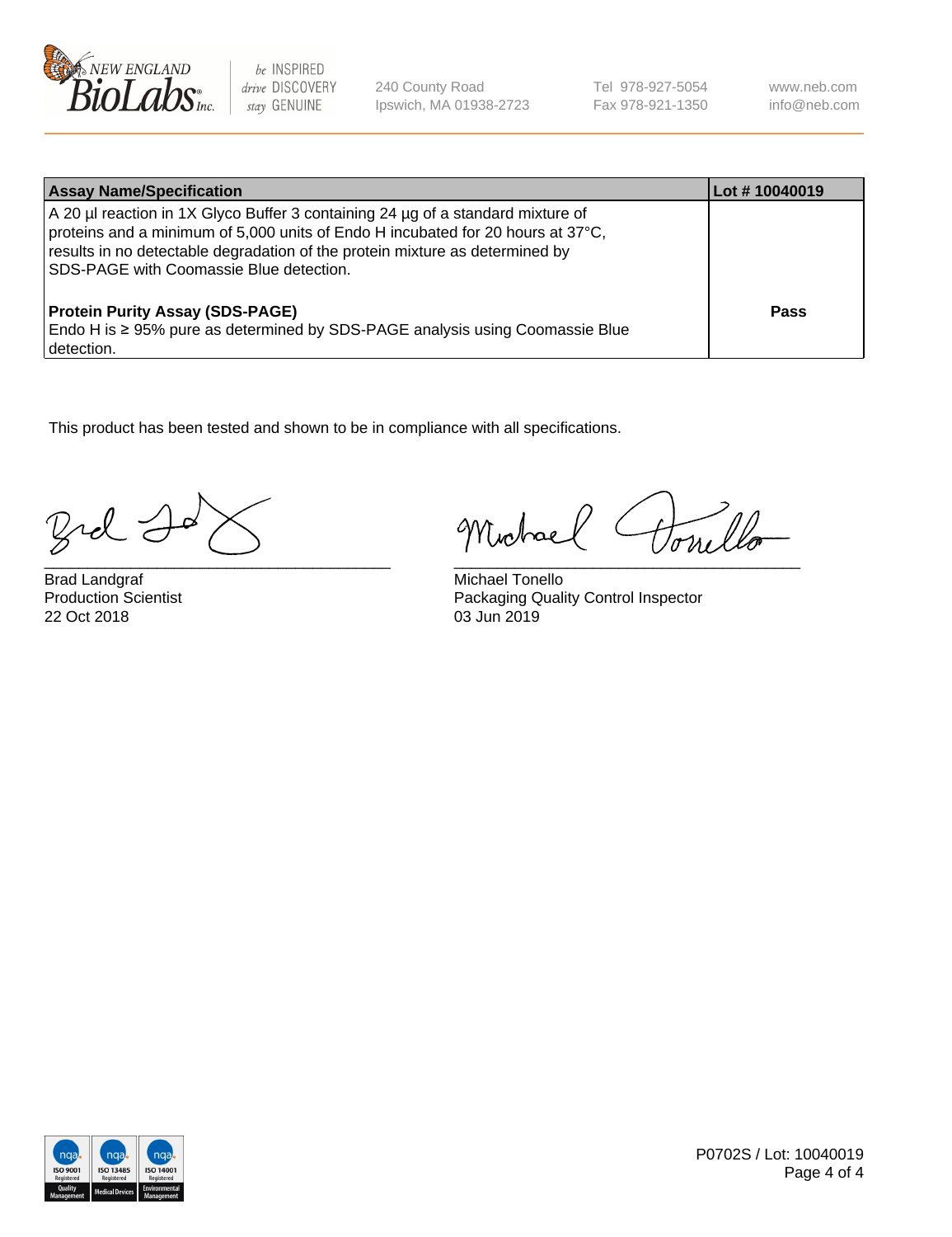NEW ENGLAND BioLabs Inc. | be INSPIRED drive DISCOVERY stay GENUINE | 240 County Road Ipswich, MA 01938-2723 | Tel 978-927-5054 Fax 978-921-1350 | www.neb.com info@neb.com

| Assay Name/Specification | Lot # 10040019 |
| --- | --- |
| A 20 µl reaction in 1X Glyco Buffer 3 containing 24 µg of a standard mixture of proteins and a minimum of 5,000 units of Endo H incubated for 20 hours at 37°C, results in no detectable degradation of the protein mixture as determined by SDS-PAGE with Coomassie Blue detection. | |
| **Protein Purity Assay (SDS-PAGE)**<br>Endo H is ≥ 95% pure as determined by SDS-PAGE analysis using Coomassie Blue detection. | **Pass** |

This product has been tested and shown to be in compliance with all specifications.

Brad Landgraf
Production Scientist
22 Oct 2018

Michael Tonello
Packaging Quality Control Inspector
03 Jun 2019

P0702S / Lot: 10040019